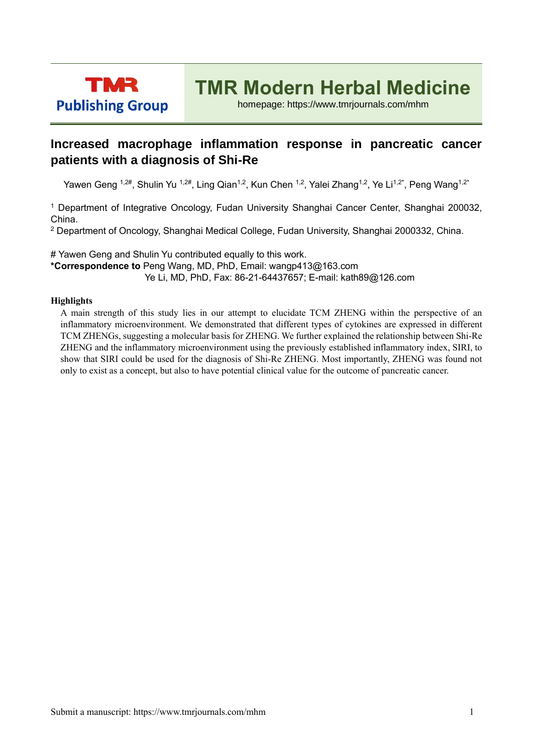# Increased macrophage inflammation response in pancreatic cancer patients with a diagnosis of Shi-Re

Yawen Geng [1,2#], Shulin Yu [1,2#], Ling Qian[1,2], Kun Chen [1,2], Yalei Zhang[1,2], Ye Li[1,2*], Peng Wang[1,2*]

[1] Department of Integrative Oncology, Fudan University Shanghai Cancer Center, Shanghai 200032, China.
[2] Department of Oncology, Shanghai Medical College, Fudan University, Shanghai 2000332, China.

# Yawen Geng and Shulin Yu contributed equally to this work.
**\*Correspondence to** Peng Wang, MD, PhD, Email: wangp413@163.com
Ye Li, MD, PhD, Fax: 86-21-64437657; E-mail: kath89@126.com

**Highlights**

A main strength of this study lies in our attempt to elucidate TCM ZHENG within the perspective of an inflammatory microenvironment. We demonstrated that different types of cytokines are expressed in different TCM ZHENGs, suggesting a molecular basis for ZHENG. We further explained the relationship between Shi-Re ZHENG and the inflammatory microenvironment using the previously established inflammatory index, SIRI, to show that SIRI could be used for the diagnosis of Shi-Re ZHENG. Most importantly, ZHENG was found not only to exist as a concept, but also to have potential clinical value for the outcome of pancreatic cancer.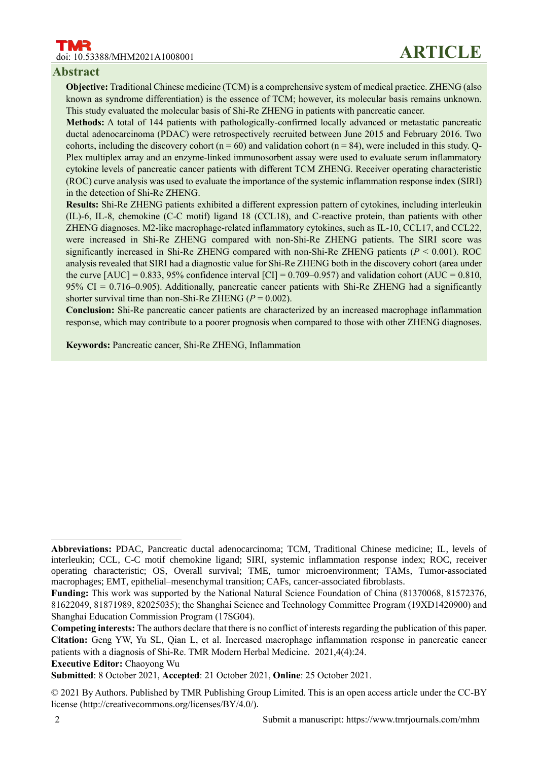## Abstract

**Objective:** Traditional Chinese medicine (TCM) is a comprehensive system of medical practice. ZHENG (also known as syndrome differentiation) is the essence of TCM; however, its molecular basis remains unknown. This study evaluated the molecular basis of Shi-Re ZHENG in patients with pancreatic cancer.

**Methods:** A total of 144 patients with pathologically-confirmed locally advanced or metastatic pancreatic ductal adenocarcinoma (PDAC) were retrospectively recruited between June 2015 and February 2016. Two cohorts, including the discovery cohort (n = 60) and validation cohort (n = 84), were included in this study. Q-Plex multiplex array and an enzyme-linked immunosorbent assay were used to evaluate serum inflammatory cytokine levels of pancreatic cancer patients with different TCM ZHENG. Receiver operating characteristic (ROC) curve analysis was used to evaluate the importance of the systemic inflammation response index (SIRI) in the detection of Shi-Re ZHENG.

**Results:** Shi-Re ZHENG patients exhibited a different expression pattern of cytokines, including interleukin (IL)-6, IL-8, chemokine (C-C motif) ligand 18 (CCL18), and C-reactive protein, than patients with other ZHENG diagnoses. M2-like macrophage-related inflammatory cytokines, such as IL-10, CCL17, and CCL22, were increased in Shi-Re ZHENG compared with non-Shi-Re ZHENG patients. The SIRI score was significantly increased in Shi-Re ZHENG compared with non-Shi-Re ZHENG patients ($P$ < 0.001). ROC analysis revealed that SIRI had a diagnostic value for Shi-Re ZHENG both in the discovery cohort (area under the curve [AUC] = 0.833, 95% confidence interval [CI] = 0.709–0.957) and validation cohort (AUC = 0.810, 95% CI = 0.716–0.905). Additionally, pancreatic cancer patients with Shi-Re ZHENG had a significantly shorter survival time than non-Shi-Re ZHENG ($P$ = 0.002).

**Conclusion:** Shi-Re pancreatic cancer patients are characterized by an increased macrophage inflammation response, which may contribute to a poorer prognosis when compared to those with other ZHENG diagnoses.

**Keywords:** Pancreatic cancer, Shi-Re ZHENG, Inflammation

---

**Abbreviations:** PDAC, Pancreatic ductal adenocarcinoma; TCM, Traditional Chinese medicine; IL, levels of interleukin; CCL, C-C motif chemokine ligand; SIRI, systemic inflammation response index; ROC, receiver operating characteristic; OS, Overall survival; TME, tumor microenvironment; TAMs, Tumor-associated macrophages; EMT, epithelial–mesenchymal transition; CAFs, cancer-associated fibroblasts.

**Funding:** This work was supported by the National Natural Science Foundation of China (81370068, 81572376, 81622049, 81871989, 82025035); the Shanghai Science and Technology Committee Program (19XD1420900) and Shanghai Education Commission Program (17SG04).

**Competing interests:** The authors declare that there is no conflict of interests regarding the publication of this paper.

**Citation:** Geng YW, Yu SL, Qian L, et al. Increased macrophage inflammation response in pancreatic cancer patients with a diagnosis of Shi-Re. TMR Modern Herbal Medicine. 2021,4(4):24.

**Executive Editor:** Chaoyong Wu

**Submitted**: 8 October 2021, **Accepted**: 21 October 2021, **Online**: 25 October 2021.

© 2021 By Authors. Published by TMR Publishing Group Limited. This is an open access article under the CC-BY license (http://creativecommons.org/licenses/BY/4.0/).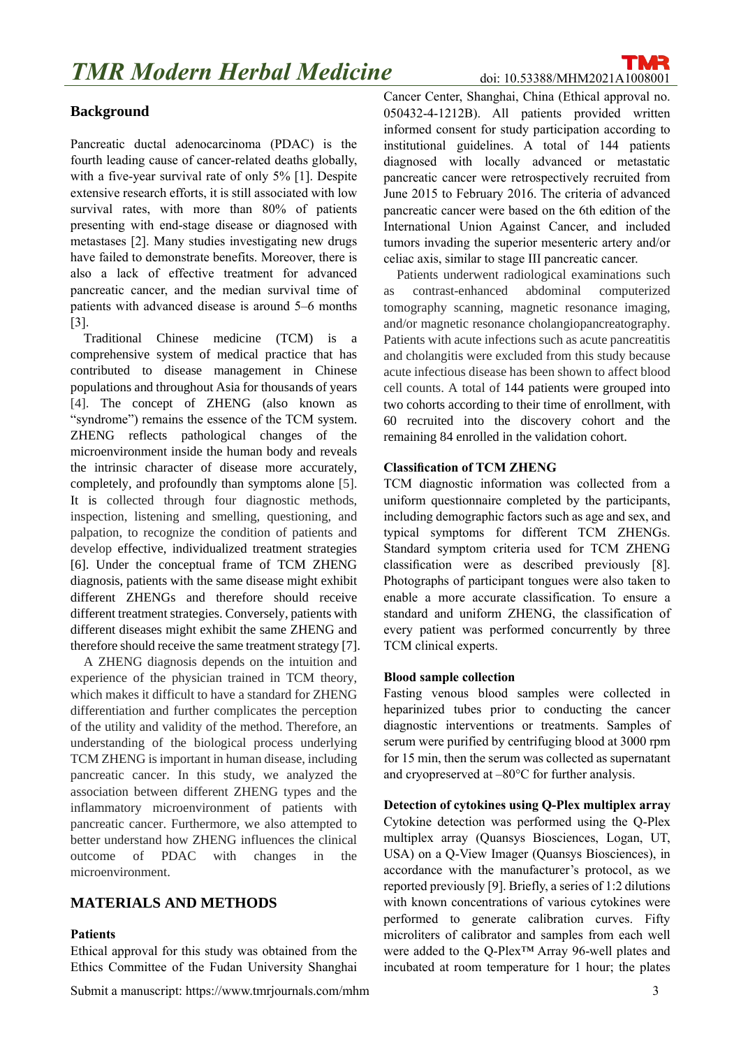## Background

Pancreatic ductal adenocarcinoma (PDAC) is the fourth leading cause of cancer-related deaths globally, with a five-year survival rate of only 5% [1]. Despite extensive research efforts, it is still associated with low survival rates, with more than 80% of patients presenting with end-stage disease or diagnosed with metastases [2]. Many studies investigating new drugs have failed to demonstrate benefits. Moreover, there is also a lack of effective treatment for advanced pancreatic cancer, and the median survival time of patients with advanced disease is around 5–6 months [3].

Traditional Chinese medicine (TCM) is a comprehensive system of medical practice that has contributed to disease management in Chinese populations and throughout Asia for thousands of years [4]. The concept of ZHENG (also known as "syndrome") remains the essence of the TCM system. ZHENG reflects pathological changes of the microenvironment inside the human body and reveals the intrinsic character of disease more accurately, completely, and profoundly than symptoms alone [5]. It is collected through four diagnostic methods, inspection, listening and smelling, questioning, and palpation, to recognize the condition of patients and develop effective, individualized treatment strategies [6]. Under the conceptual frame of TCM ZHENG diagnosis, patients with the same disease might exhibit different ZHENGs and therefore should receive different treatment strategies. Conversely, patients with different diseases might exhibit the same ZHENG and therefore should receive the same treatment strategy [7].

A ZHENG diagnosis depends on the intuition and experience of the physician trained in TCM theory, which makes it difficult to have a standard for ZHENG differentiation and further complicates the perception of the utility and validity of the method. Therefore, an understanding of the biological process underlying TCM ZHENG is important in human disease, including pancreatic cancer. In this study, we analyzed the association between different ZHENG types and the inflammatory microenvironment of patients with pancreatic cancer. Furthermore, we also attempted to better understand how ZHENG influences the clinical outcome of PDAC with changes in the microenvironment.

## MATERIALS AND METHODS

### Patients

Ethical approval for this study was obtained from the Ethics Committee of the Fudan University Shanghai Cancer Center, Shanghai, China (Ethical approval no. 050432-4-1212B). All patients provided written informed consent for study participation according to institutional guidelines. A total of 144 patients diagnosed with locally advanced or metastatic pancreatic cancer were retrospectively recruited from June 2015 to February 2016. The criteria of advanced pancreatic cancer were based on the 6th edition of the International Union Against Cancer, and included tumors invading the superior mesenteric artery and/or celiac axis, similar to stage III pancreatic cancer.

Patients underwent radiological examinations such as contrast-enhanced abdominal computerized tomography scanning, magnetic resonance imaging, and/or magnetic resonance cholangiopancreatography. Patients with acute infections such as acute pancreatitis and cholangitis were excluded from this study because acute infectious disease has been shown to affect blood cell counts. A total of 144 patients were grouped into two cohorts according to their time of enrollment, with 60 recruited into the discovery cohort and the remaining 84 enrolled in the validation cohort.

### Classification of TCM ZHENG

TCM diagnostic information was collected from a uniform questionnaire completed by the participants, including demographic factors such as age and sex, and typical symptoms for different TCM ZHENGs. Standard symptom criteria used for TCM ZHENG classification were as described previously [8]. Photographs of participant tongues were also taken to enable a more accurate classification. To ensure a standard and uniform ZHENG, the classification of every patient was performed concurrently by three TCM clinical experts.

### Blood sample collection

Fasting venous blood samples were collected in heparinized tubes prior to conducting the cancer diagnostic interventions or treatments. Samples of serum were purified by centrifuging blood at 3000 rpm for 15 min, then the serum was collected as supernatant and cryopreserved at –80°C for further analysis.

### Detection of cytokines using Q-Plex multiplex array

Cytokine detection was performed using the Q-Plex multiplex array (Quansys Biosciences, Logan, UT, USA) on a Q-View Imager (Quansys Biosciences), in accordance with the manufacturer's protocol, as we reported previously [9]. Briefly, a series of 1:2 dilutions with known concentrations of various cytokines were performed to generate calibration curves. Fifty microliters of calibrator and samples from each well were added to the Q-Plex™ Array 96-well plates and incubated at room temperature for 1 hour; the plates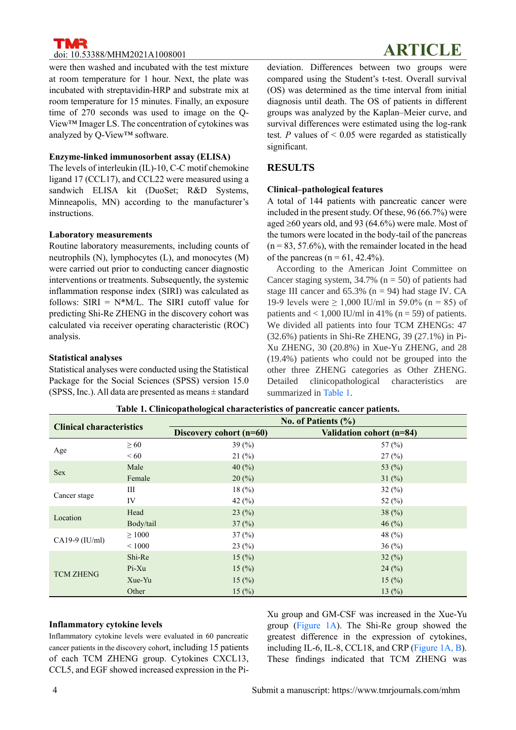were then washed and incubated with the test mixture at room temperature for 1 hour. Next, the plate was incubated with streptavidin-HRP and substrate mix at room temperature for 15 minutes. Finally, an exposure time of 270 seconds was used to image on the Q-View™ Imager LS. The concentration of cytokines was analyzed by Q-View™ software.

**Enzyme-linked immunosorbent assay (ELISA)**

The levels of interleukin (IL)-10, C-C motif chemokine ligand 17 (CCL17), and CCL22 were measured using a sandwich ELISA kit (DuoSet; R&D Systems, Minneapolis, MN) according to the manufacturer's instructions.

**Laboratory measurements**

Routine laboratory measurements, including counts of neutrophils (N), lymphocytes (L), and monocytes (M) were carried out prior to conducting cancer diagnostic interventions or treatments. Subsequently, the systemic inflammation response index (SIRI) was calculated as follows: SIRI = N*M/L. The SIRI cutoff value for predicting Shi-Re ZHENG in the discovery cohort was calculated via receiver operating characteristic (ROC) analysis.

**Statistical analyses**

Statistical analyses were conducted using the Statistical Package for the Social Sciences (SPSS) version 15.0 (SPSS, Inc.). All data are presented as means ± standard deviation. Differences between two groups were compared using the Student's t-test. Overall survival (OS) was determined as the time interval from initial diagnosis until death. The OS of patients in different groups was analyzed by the Kaplan–Meier curve, and survival differences were estimated using the log-rank test. *P* values of < 0.05 were regarded as statistically significant.

## RESULTS

**Clinical–pathological features**

A total of 144 patients with pancreatic cancer were included in the present study. Of these, 96 (66.7%) were aged ≥60 years old, and 93 (64.6%) were male. Most of the tumors were located in the body-tail of the pancreas (n = 83, 57.6%), with the remainder located in the head of the pancreas (n = 61, 42.4%).

According to the American Joint Committee on Cancer staging system, 34.7% (n = 50) of patients had stage III cancer and 65.3% (n = 94) had stage IV. CA 19-9 levels were ≥ 1,000 IU/ml in 59.0% (n = 85) of patients and < 1,000 IU/ml in 41% (n = 59) of patients. We divided all patients into four TCM ZHENGs: 47 (32.6%) patients in Shi-Re ZHENG, 39 (27.1%) in Pi-Xu ZHENG, 30 (20.8%) in Xue-Yu ZHENG, and 28 (19.4%) patients who could not be grouped into the other three ZHENG categories as Other ZHENG. Detailed clinicopathological characteristics are summarized in Table 1.

**Table 1. Clinicopathological characteristics of pancreatic cancer patients.**

| Clinical characteristics | | No. of Patients (%) | |
|---|---|---|---|
| | | Discovery cohort (n=60) | Validation cohort (n=84) |
| Age | ≥ 60 | 39 (%) | 57 (%) |
| | < 60 | 21 (%) | 27 (%) |
| Sex | Male | 40 (%) | 53 (%) |
| | Female | 20 (%) | 31 (%) |
| Cancer stage | III | 18 (%) | 32 (%) |
| | IV | 42 (%) | 52 (%) |
| Location | Head | 23 (%) | 38 (%) |
| | Body/tail | 37 (%) | 46 (%) |
| CA19-9 (IU/ml) | ≥ 1000 | 37 (%) | 48 (%) |
| | < 1000 | 23 (%) | 36 (%) |
| TCM ZHENG | Shi-Re | 15 (%) | 32 (%) |
| | Pi-Xu | 15 (%) | 24 (%) |
| | Xue-Yu | 15 (%) | 15 (%) |
| | Other | 15 (%) | 13 (%) |

**Inflammatory cytokine levels**

Inflammatory cytokine levels were evaluated in 60 pancreatic cancer patients in the discovery cohort, including 15 patients of each TCM ZHENG group. Cytokines CXCL13, CCL5, and EGF showed increased expression in the Pi-Xu group and GM-CSF was increased in the Xue-Yu group (Figure 1A). The Shi-Re group showed the greatest difference in the expression of cytokines, including IL-6, IL-8, CCL18, and CRP (Figure 1A, B). These findings indicated that TCM ZHENG was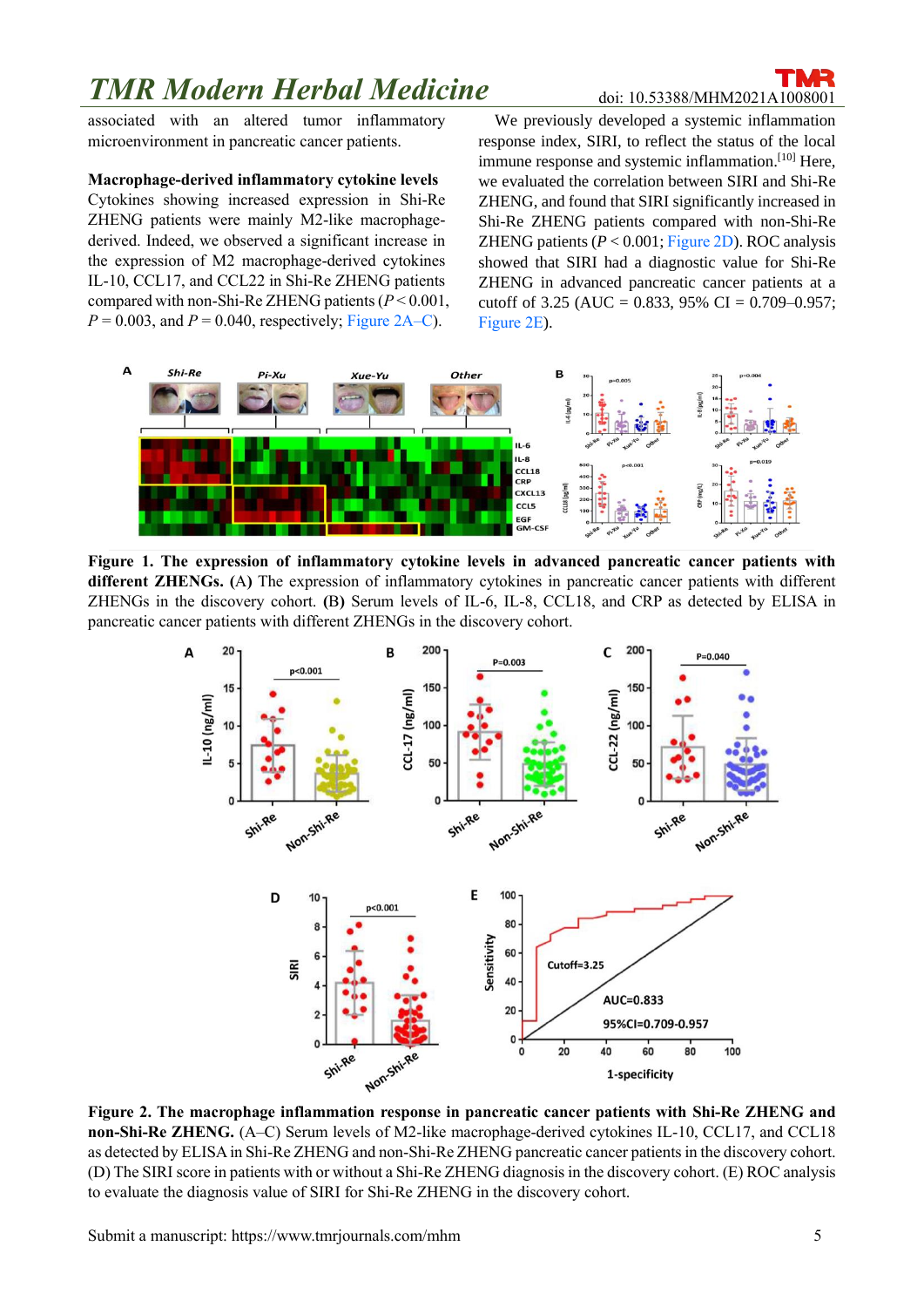associated with an altered tumor inflammatory microenvironment in pancreatic cancer patients.

**Macrophage-derived inflammatory cytokine levels**

Cytokines showing increased expression in Shi-Re ZHENG patients were mainly M2-like macrophage-derived. Indeed, we observed a significant increase in the expression of M2 macrophage-derived cytokines IL-10, CCL17, and CCL22 in Shi-Re ZHENG patients compared with non-Shi-Re ZHENG patients ($P < 0.001$, $P = 0.003$, and $P = 0.040$, respectively; Figure 2A–C).

We previously developed a systemic inflammation response index, SIRI, to reflect the status of the local immune response and systemic inflammation.[10] Here, we evaluated the correlation between SIRI and Shi-Re ZHENG, and found that SIRI significantly increased in Shi-Re ZHENG patients compared with non-Shi-Re ZHENG patients ($P < 0.001$; Figure 2D). ROC analysis showed that SIRI had a diagnostic value for Shi-Re ZHENG in advanced pancreatic cancer patients at a cutoff of 3.25 (AUC = 0.833, 95% CI = 0.709–0.957; Figure 2E).

**Figure 1. The expression of inflammatory cytokine levels in advanced pancreatic cancer patients with different ZHENGs.** **(A)** The expression of inflammatory cytokines in pancreatic cancer patients with different ZHENGs in the discovery cohort. **(B)** Serum levels of IL-6, IL-8, CCL18, and CRP as detected by ELISA in pancreatic cancer patients with different ZHENGs in the discovery cohort.

**Figure 2. The macrophage inflammation response in pancreatic cancer patients with Shi-Re ZHENG and non-Shi-Re ZHENG.** (A–C) Serum levels of M2-like macrophage-derived cytokines IL-10, CCL17, and CCL18 as detected by ELISA in Shi-Re ZHENG and non-Shi-Re ZHENG pancreatic cancer patients in the discovery cohort. (D) The SIRI score in patients with or without a Shi-Re ZHENG diagnosis in the discovery cohort. (E) ROC analysis to evaluate the diagnosis value of SIRI for Shi-Re ZHENG in the discovery cohort.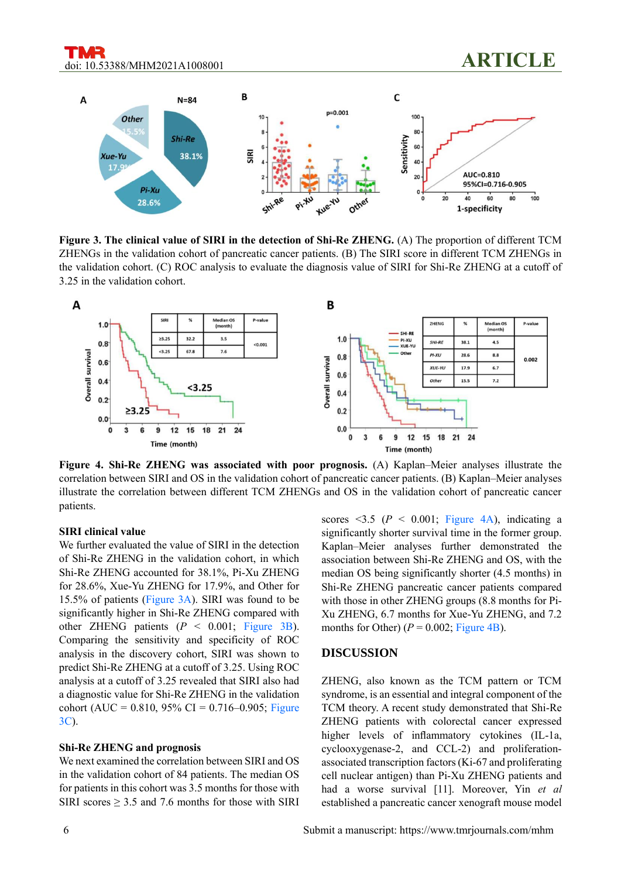**Figure 3. The clinical value of SIRI in the detection of Shi-Re ZHENG.** (A) The proportion of different TCM ZHENGs in the validation cohort of pancreatic cancer patients. (B) The SIRI score in different TCM ZHENGs in the validation cohort. (C) ROC analysis to evaluate the diagnosis value of SIRI for Shi-Re ZHENG at a cutoff of 3.25 in the validation cohort.

**Figure 4. Shi-Re ZHENG was associated with poor prognosis.** (A) Kaplan–Meier analyses illustrate the correlation between SIRI and OS in the validation cohort of pancreatic cancer patients. (B) Kaplan–Meier analyses illustrate the correlation between different TCM ZHENGs and OS in the validation cohort of pancreatic cancer patients.

### SIRI clinical value

We further evaluated the value of SIRI in the detection of Shi-Re ZHENG in the validation cohort, in which Shi-Re ZHENG accounted for 38.1%, Pi-Xu ZHENG for 28.6%, Xue-Yu ZHENG for 17.9%, and Other for 15.5% of patients (Figure 3A). SIRI was found to be significantly higher in Shi-Re ZHENG compared with other ZHENG patients ($P$ < 0.001; Figure 3B). Comparing the sensitivity and specificity of ROC analysis in the discovery cohort, SIRI was shown to predict Shi-Re ZHENG at a cutoff of 3.25. Using ROC analysis at a cutoff of 3.25 revealed that SIRI also had a diagnostic value for Shi-Re ZHENG in the validation cohort (AUC = 0.810, 95% CI = 0.716–0.905; Figure 3C).

### Shi-Re ZHENG and prognosis

We next examined the correlation between SIRI and OS in the validation cohort of 84 patients. The median OS for patients in this cohort was 3.5 months for those with SIRI scores ≥ 3.5 and 7.6 months for those with SIRI scores <3.5 ($P$ < 0.001; Figure 4A), indicating a significantly shorter survival time in the former group. Kaplan–Meier analyses further demonstrated the association between Shi-Re ZHENG and OS, with the median OS being significantly shorter (4.5 months) in Shi-Re ZHENG pancreatic cancer patients compared with those in other ZHENG groups (8.8 months for Pi-Xu ZHENG, 6.7 months for Xue-Yu ZHENG, and 7.2 months for Other) ($P$ = 0.002; Figure 4B).

## DISCUSSION

ZHENG, also known as the TCM pattern or TCM syndrome, is an essential and integral component of the TCM theory. A recent study demonstrated that Shi-Re ZHENG patients with colorectal cancer expressed higher levels of inflammatory cytokines (IL-1a, cyclooxygenase-2, and CCL-2) and proliferation-associated transcription factors (Ki-67 and proliferating cell nuclear antigen) than Pi-Xu ZHENG patients and had a worse survival [11]. Moreover, Yin *et al* established a pancreatic cancer xenograft mouse model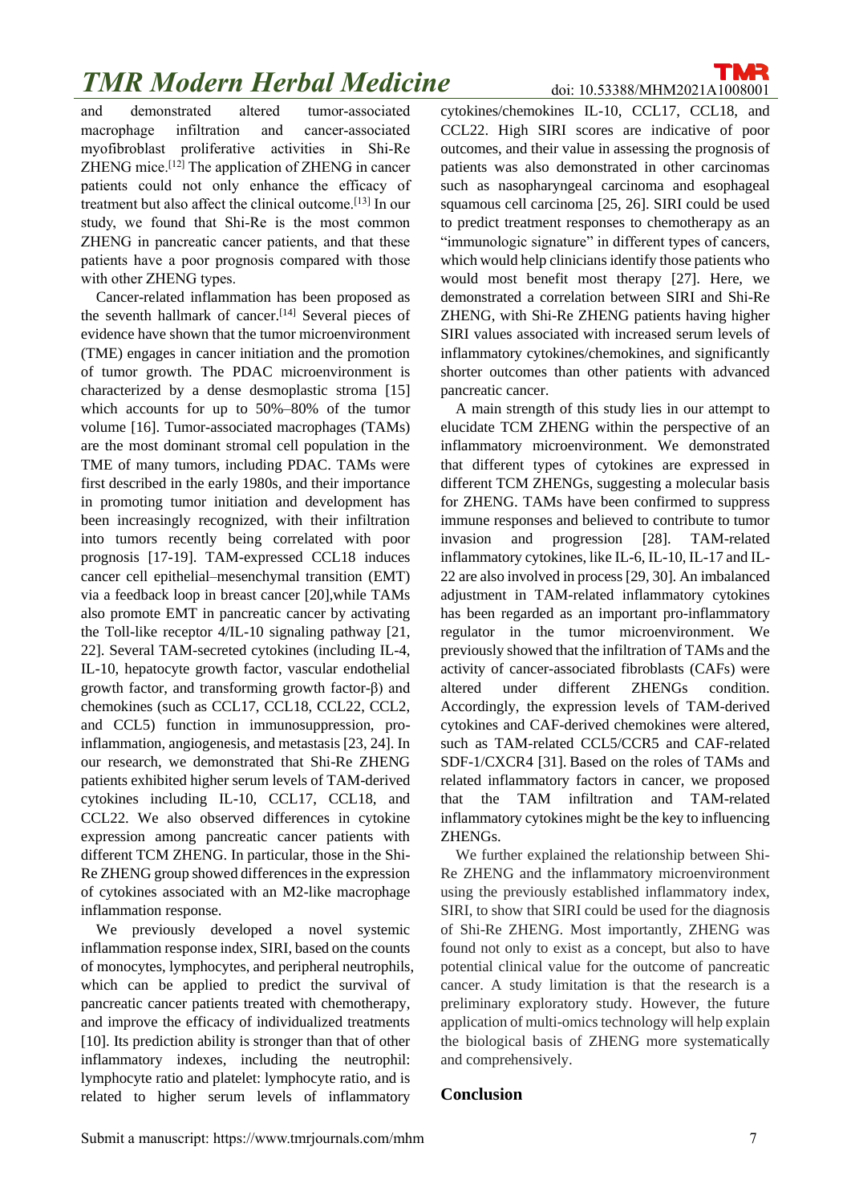and demonstrated altered tumor-associated macrophage infiltration and cancer-associated myofibroblast proliferative activities in Shi-Re ZHENG mice.[12] The application of ZHENG in cancer patients could not only enhance the efficacy of treatment but also affect the clinical outcome.[13] In our study, we found that Shi-Re is the most common ZHENG in pancreatic cancer patients, and that these patients have a poor prognosis compared with those with other ZHENG types.

Cancer-related inflammation has been proposed as the seventh hallmark of cancer.[14] Several pieces of evidence have shown that the tumor microenvironment (TME) engages in cancer initiation and the promotion of tumor growth. The PDAC microenvironment is characterized by a dense desmoplastic stroma [15] which accounts for up to 50%–80% of the tumor volume [16]. Tumor-associated macrophages (TAMs) are the most dominant stromal cell population in the TME of many tumors, including PDAC. TAMs were first described in the early 1980s, and their importance in promoting tumor initiation and development has been increasingly recognized, with their infiltration into tumors recently being correlated with poor prognosis [17-19]. TAM-expressed CCL18 induces cancer cell epithelial–mesenchymal transition (EMT) via a feedback loop in breast cancer [20],while TAMs also promote EMT in pancreatic cancer by activating the Toll-like receptor 4/IL-10 signaling pathway [21, 22]. Several TAM-secreted cytokines (including IL-4, IL-10, hepatocyte growth factor, vascular endothelial growth factor, and transforming growth factor-β) and chemokines (such as CCL17, CCL18, CCL22, CCL2, and CCL5) function in immunosuppression, pro-inflammation, angiogenesis, and metastasis [23, 24]. In our research, we demonstrated that Shi-Re ZHENG patients exhibited higher serum levels of TAM-derived cytokines including IL-10, CCL17, CCL18, and CCL22. We also observed differences in cytokine expression among pancreatic cancer patients with different TCM ZHENG. In particular, those in the Shi-Re ZHENG group showed differences in the expression of cytokines associated with an M2-like macrophage inflammation response.

We previously developed a novel systemic inflammation response index, SIRI, based on the counts of monocytes, lymphocytes, and peripheral neutrophils, which can be applied to predict the survival of pancreatic cancer patients treated with chemotherapy, and improve the efficacy of individualized treatments [10]. Its prediction ability is stronger than that of other inflammatory indexes, including the neutrophil: lymphocyte ratio and platelet: lymphocyte ratio, and is related to higher serum levels of inflammatory cytokines/chemokines IL-10, CCL17, CCL18, and CCL22. High SIRI scores are indicative of poor outcomes, and their value in assessing the prognosis of patients was also demonstrated in other carcinomas such as nasopharyngeal carcinoma and esophageal squamous cell carcinoma [25, 26]. SIRI could be used to predict treatment responses to chemotherapy as an "immunologic signature" in different types of cancers, which would help clinicians identify those patients who would most benefit most therapy [27]. Here, we demonstrated a correlation between SIRI and Shi-Re ZHENG, with Shi-Re ZHENG patients having higher SIRI values associated with increased serum levels of inflammatory cytokines/chemokines, and significantly shorter outcomes than other patients with advanced pancreatic cancer.

A main strength of this study lies in our attempt to elucidate TCM ZHENG within the perspective of an inflammatory microenvironment. We demonstrated that different types of cytokines are expressed in different TCM ZHENGs, suggesting a molecular basis for ZHENG. TAMs have been confirmed to suppress immune responses and believed to contribute to tumor invasion and progression [28]. TAM-related inflammatory cytokines, like IL-6, IL-10, IL-17 and IL-22 are also involved in process [29, 30]. An imbalanced adjustment in TAM-related inflammatory cytokines has been regarded as an important pro-inflammatory regulator in the tumor microenvironment. We previously showed that the infiltration of TAMs and the activity of cancer-associated fibroblasts (CAFs) were altered under different ZHENGs condition. Accordingly, the expression levels of TAM-derived cytokines and CAF-derived chemokines were altered, such as TAM-related CCL5/CCR5 and CAF-related SDF-1/CXCR4 [31]. Based on the roles of TAMs and related inflammatory factors in cancer, we proposed that the TAM infiltration and TAM-related inflammatory cytokines might be the key to influencing ZHENGs.

We further explained the relationship between Shi-Re ZHENG and the inflammatory microenvironment using the previously established inflammatory index, SIRI, to show that SIRI could be used for the diagnosis of Shi-Re ZHENG. Most importantly, ZHENG was found not only to exist as a concept, but also to have potential clinical value for the outcome of pancreatic cancer. A study limitation is that the research is a preliminary exploratory study. However, the future application of multi-omics technology will help explain the biological basis of ZHENG more systematically and comprehensively.

## Conclusion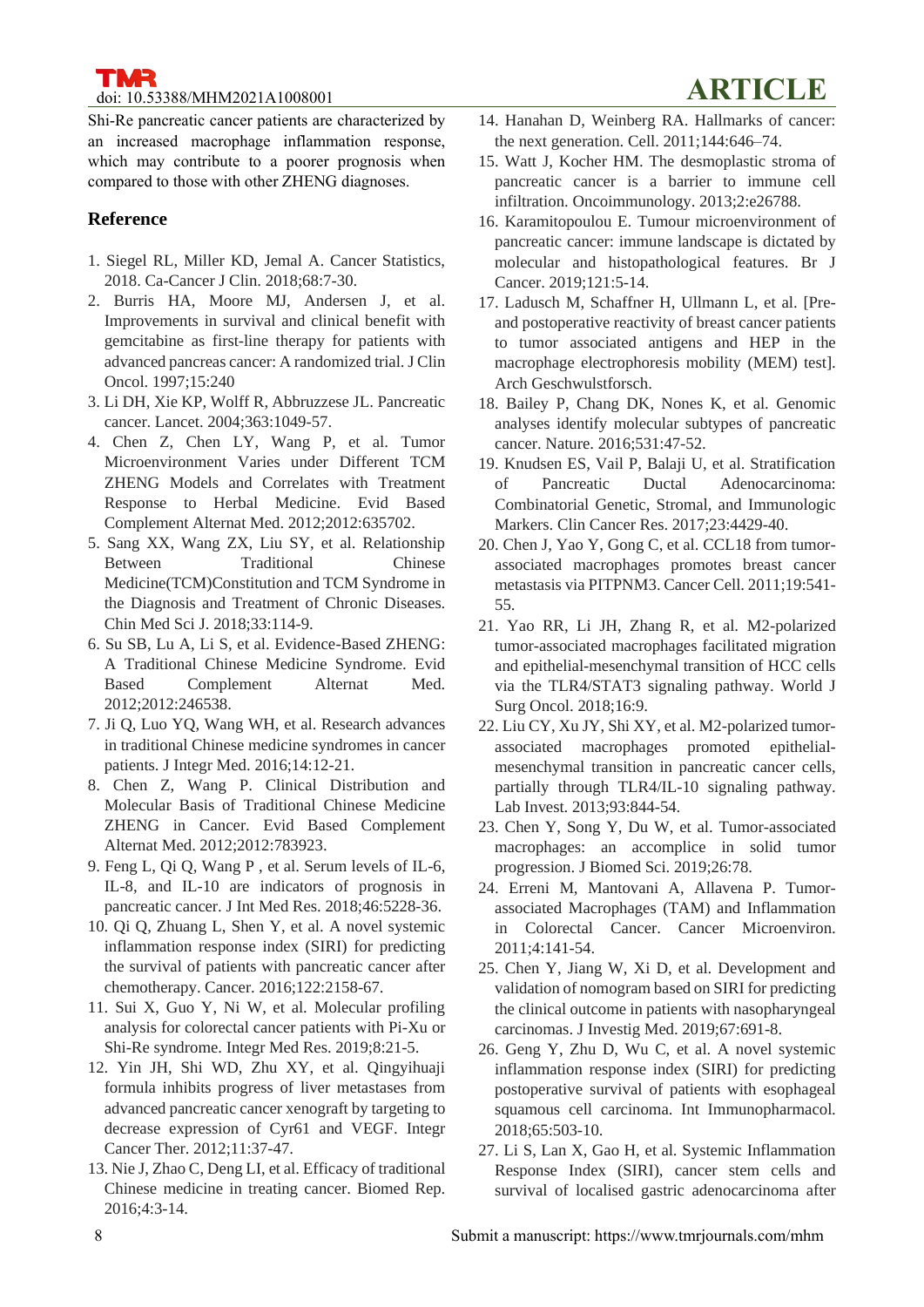Shi-Re pancreatic cancer patients are characterized by an increased macrophage inflammation response, which may contribute to a poorer prognosis when compared to those with other ZHENG diagnoses.

## Reference

1. Siegel RL, Miller KD, Jemal A. Cancer Statistics, 2018. Ca-Cancer J Clin. 2018;68:7-30.
2. Burris HA, Moore MJ, Andersen J, et al. Improvements in survival and clinical benefit with gemcitabine as first-line therapy for patients with advanced pancreas cancer: A randomized trial. J Clin Oncol. 1997;15:240
3. Li DH, Xie KP, Wolff R, Abbruzzese JL. Pancreatic cancer. Lancet. 2004;363:1049-57.
4. Chen Z, Chen LY, Wang P, et al. Tumor Microenvironment Varies under Different TCM ZHENG Models and Correlates with Treatment Response to Herbal Medicine. Evid Based Complement Alternat Med. 2012;2012:635702.
5. Sang XX, Wang ZX, Liu SY, et al. Relationship Between Traditional Chinese Medicine(TCM)Constitution and TCM Syndrome in the Diagnosis and Treatment of Chronic Diseases. Chin Med Sci J. 2018;33:114-9.
6. Su SB, Lu A, Li S, et al. Evidence-Based ZHENG: A Traditional Chinese Medicine Syndrome. Evid Based Complement Alternat Med. 2012;2012:246538.
7. Ji Q, Luo YQ, Wang WH, et al. Research advances in traditional Chinese medicine syndromes in cancer patients. J Integr Med. 2016;14:12-21.
8. Chen Z, Wang P. Clinical Distribution and Molecular Basis of Traditional Chinese Medicine ZHENG in Cancer. Evid Based Complement Alternat Med. 2012;2012:783923.
9. Feng L, Qi Q, Wang P , et al. Serum levels of IL-6, IL-8, and IL-10 are indicators of prognosis in pancreatic cancer. J Int Med Res. 2018;46:5228-36.
10. Qi Q, Zhuang L, Shen Y, et al. A novel systemic inflammation response index (SIRI) for predicting the survival of patients with pancreatic cancer after chemotherapy. Cancer. 2016;122:2158-67.
11. Sui X, Guo Y, Ni W, et al. Molecular profiling analysis for colorectal cancer patients with Pi-Xu or Shi-Re syndrome. Integr Med Res. 2019;8:21-5.
12. Yin JH, Shi WD, Zhu XY, et al. Qingyihuaji formula inhibits progress of liver metastases from advanced pancreatic cancer xenograft by targeting to decrease expression of Cyr61 and VEGF. Integr Cancer Ther. 2012;11:37-47.
13. Nie J, Zhao C, Deng LI, et al. Efficacy of traditional Chinese medicine in treating cancer. Biomed Rep. 2016;4:3-14.
14. Hanahan D, Weinberg RA. Hallmarks of cancer: the next generation. Cell. 2011;144:646–74.
15. Watt J, Kocher HM. The desmoplastic stroma of pancreatic cancer is a barrier to immune cell infiltration. Oncoimmunology. 2013;2:e26788.
16. Karamitopoulou E. Tumour microenvironment of pancreatic cancer: immune landscape is dictated by molecular and histopathological features. Br J Cancer. 2019;121:5-14.
17. Ladusch M, Schaffner H, Ullmann L, et al. [Pre- and postoperative reactivity of breast cancer patients to tumor associated antigens and HEP in the macrophage electrophoresis mobility (MEM) test]. Arch Geschwulstforsch.
18. Bailey P, Chang DK, Nones K, et al. Genomic analyses identify molecular subtypes of pancreatic cancer. Nature. 2016;531:47-52.
19. Knudsen ES, Vail P, Balaji U, et al. Stratification of Pancreatic Ductal Adenocarcinoma: Combinatorial Genetic, Stromal, and Immunologic Markers. Clin Cancer Res. 2017;23:4429-40.
20. Chen J, Yao Y, Gong C, et al. CCL18 from tumor-associated macrophages promotes breast cancer metastasis via PITPNM3. Cancer Cell. 2011;19:541-55.
21. Yao RR, Li JH, Zhang R, et al. M2-polarized tumor-associated macrophages facilitated migration and epithelial-mesenchymal transition of HCC cells via the TLR4/STAT3 signaling pathway. World J Surg Oncol. 2018;16:9.
22. Liu CY, Xu JY, Shi XY, et al. M2-polarized tumor-associated macrophages promoted epithelial-mesenchymal transition in pancreatic cancer cells, partially through TLR4/IL-10 signaling pathway. Lab Invest. 2013;93:844-54.
23. Chen Y, Song Y, Du W, et al. Tumor-associated macrophages: an accomplice in solid tumor progression. J Biomed Sci. 2019;26:78.
24. Erreni M, Mantovani A, Allavena P. Tumor-associated Macrophages (TAM) and Inflammation in Colorectal Cancer. Cancer Microenviron. 2011;4:141-54.
25. Chen Y, Jiang W, Xi D, et al. Development and validation of nomogram based on SIRI for predicting the clinical outcome in patients with nasopharyngeal carcinomas. J Investig Med. 2019;67:691-8.
26. Geng Y, Zhu D, Wu C, et al. A novel systemic inflammation response index (SIRI) for predicting postoperative survival of patients with esophageal squamous cell carcinoma. Int Immunopharmacol. 2018;65:503-10.
27. Li S, Lan X, Gao H, et al. Systemic Inflammation Response Index (SIRI), cancer stem cells and survival of localised gastric adenocarcinoma after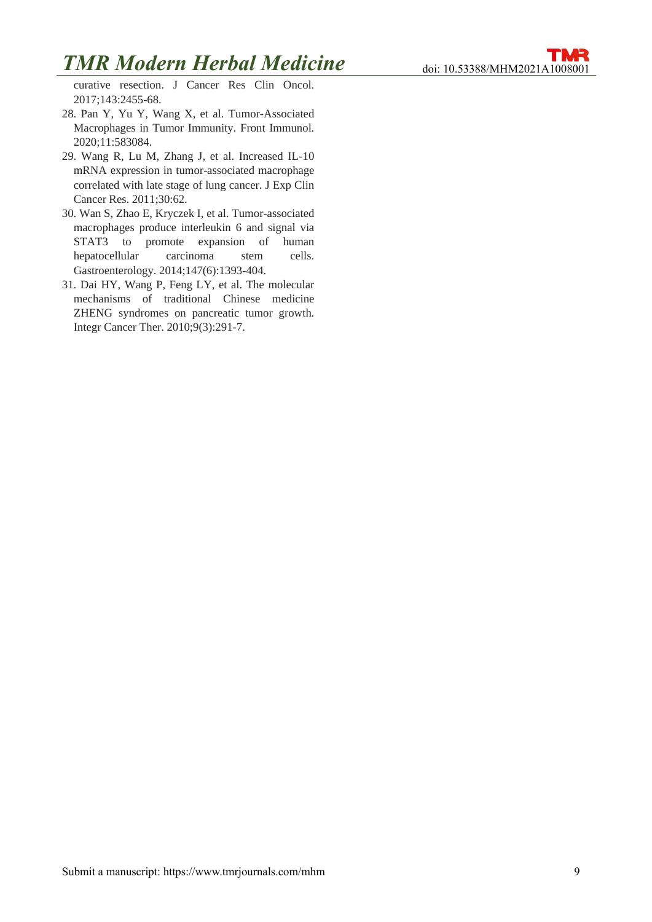curative resection. J Cancer Res Clin Oncol. 2017;143:2455-68.

28. Pan Y, Yu Y, Wang X, et al. Tumor-Associated Macrophages in Tumor Immunity. Front Immunol. 2020;11:583084.
29. Wang R, Lu M, Zhang J, et al. Increased IL-10 mRNA expression in tumor-associated macrophage correlated with late stage of lung cancer. J Exp Clin Cancer Res. 2011;30:62.
30. Wan S, Zhao E, Kryczek I, et al. Tumor-associated macrophages produce interleukin 6 and signal via STAT3 to promote expansion of human hepatocellular carcinoma stem cells. Gastroenterology. 2014;147(6):1393-404.
31. Dai HY, Wang P, Feng LY, et al. The molecular mechanisms of traditional Chinese medicine ZHENG syndromes on pancreatic tumor growth. Integr Cancer Ther. 2010;9(3):291-7.